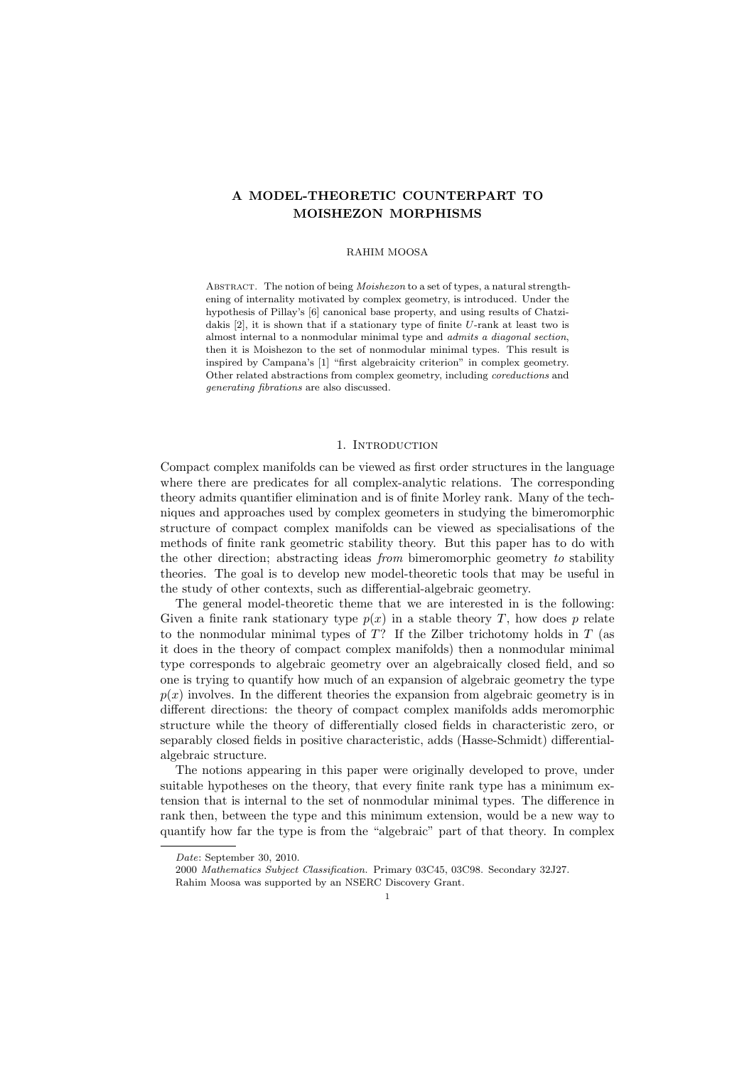# A MODEL-THEORETIC COUNTERPART TO MOISHEZON MORPHISMS

RAHIM MOOSA

Abstract. The notion of being *Moishezon* to a set of types, a natural strengthening of internality motivated by complex geometry, is introduced. Under the hypothesis of Pillay's [6] canonical base property, and using results of Chatzidakis [2], it is shown that if a stationary type of finite $U$-rank at least two is almost internal to a nonmodular minimal type and *admits a diagonal section*, then it is Moishezon to the set of nonmodular minimal types. This result is inspired by Campana's [1] "first algebraicity criterion" in complex geometry. Other related abstractions from complex geometry, including *coreductions* and *generating fibrations* are also discussed.

## 1. Introduction

Compact complex manifolds can be viewed as first order structures in the language where there are predicates for all complex-analytic relations. The corresponding theory admits quantifier elimination and is of finite Morley rank. Many of the techniques and approaches used by complex geometers in studying the bimeromorphic structure of compact complex manifolds can be viewed as specialisations of the methods of finite rank geometric stability theory. But this paper has to do with the other direction; abstracting ideas *from* bimeromorphic geometry *to* stability theories. The goal is to develop new model-theoretic tools that may be useful in the study of other contexts, such as differential-algebraic geometry.

The general model-theoretic theme that we are interested in is the following: Given a finite rank stationary type $p(x)$ in a stable theory $T$, how does $p$ relate to the nonmodular minimal types of $T$? If the Zilber trichotomy holds in $T$ (as it does in the theory of compact complex manifolds) then a nonmodular minimal type corresponds to algebraic geometry over an algebraically closed field, and so one is trying to quantify how much of an expansion of algebraic geometry the type $p(x)$ involves. In the different theories the expansion from algebraic geometry is in different directions: the theory of compact complex manifolds adds meromorphic structure while the theory of differentially closed fields in characteristic zero, or separably closed fields in positive characteristic, adds (Hasse-Schmidt) differential-algebraic structure.

The notions appearing in this paper were originally developed to prove, under suitable hypotheses on the theory, that every finite rank type has a minimum extension that is internal to the set of nonmodular minimal types. The difference in rank then, between the type and this minimum extension, would be a new way to quantify how far the type is from the "algebraic" part of that theory. In complex

---

*Date*: September 30, 2010.

2000 *Mathematics Subject Classification.* Primary 03C45, 03C98. Secondary 32J27.

Rahim Moosa was supported by an NSERC Discovery Grant.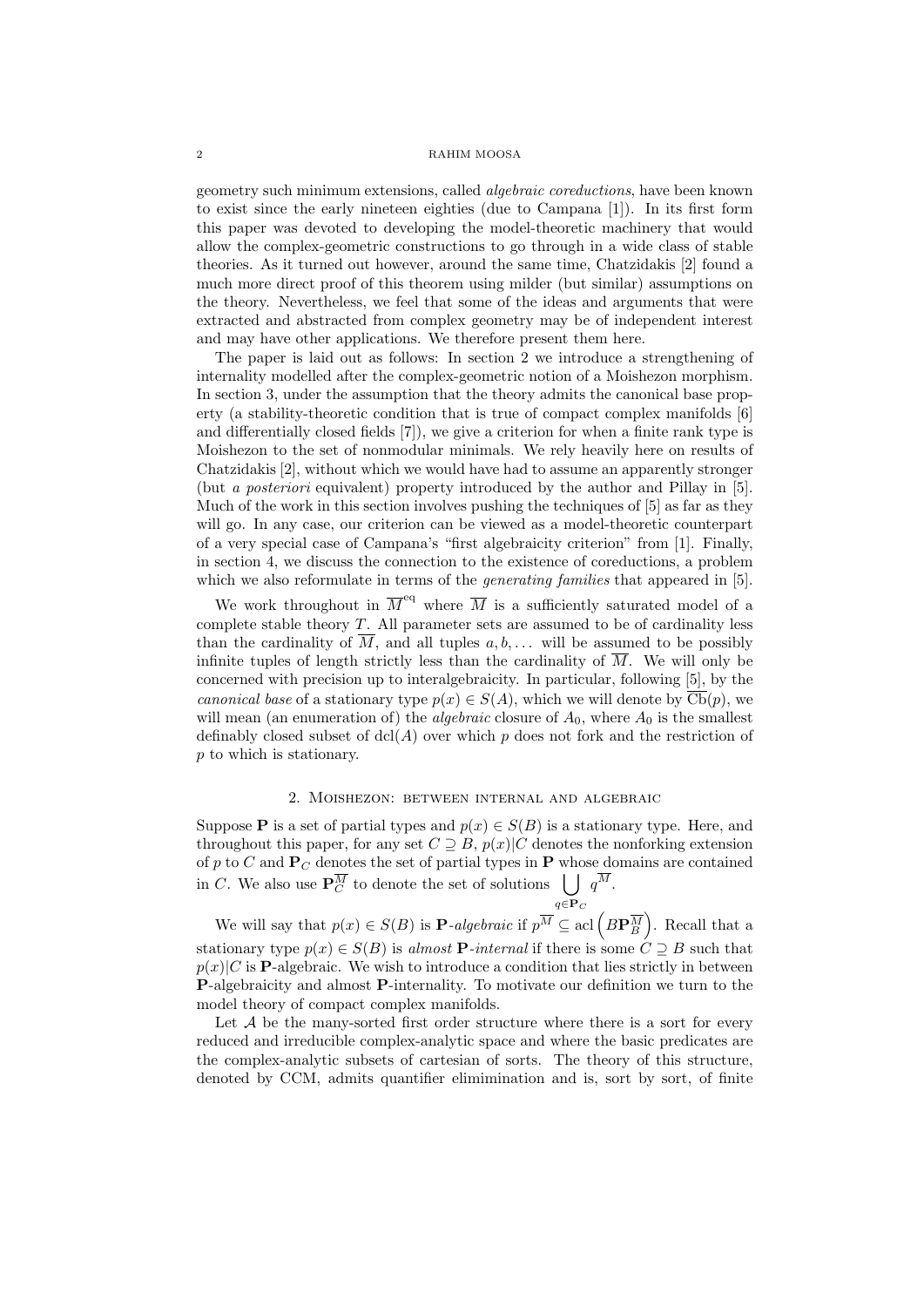geometry such minimum extensions, called *algebraic coreductions*, have been known to exist since the early nineteen eighties (due to Campana [1]). In its first form this paper was devoted to developing the model-theoretic machinery that would allow the complex-geometric constructions to go through in a wide class of stable theories. As it turned out however, around the same time, Chatzidakis [2] found a much more direct proof of this theorem using milder (but similar) assumptions on the theory. Nevertheless, we feel that some of the ideas and arguments that were extracted and abstracted from complex geometry may be of independent interest and may have other applications. We therefore present them here.

The paper is laid out as follows: In section 2 we introduce a strengthening of internality modelled after the complex-geometric notion of a Moishezon morphism. In section 3, under the assumption that the theory admits the canonical base property (a stability-theoretic condition that is true of compact complex manifolds [6] and differentially closed fields [7]), we give a criterion for when a finite rank type is Moishezon to the set of nonmodular minimals. We rely heavily here on results of Chatzidakis [2], without which we would have had to assume an apparently stronger (but *a posteriori* equivalent) property introduced by the author and Pillay in [5]. Much of the work in this section involves pushing the techniques of [5] as far as they will go. In any case, our criterion can be viewed as a model-theoretic counterpart of a very special case of Campana's "first algebraicity criterion" from [1]. Finally, in section 4, we discuss the connection to the existence of coreductions, a problem which we also reformulate in terms of the *generating families* that appeared in [5].

We work throughout in $\overline{M}^{\mathrm{eq}}$ where $\overline{M}$ is a sufficiently saturated model of a complete stable theory $T$. All parameter sets are assumed to be of cardinality less than the cardinality of $\overline{M}$, and all tuples $a, b, \ldots$ will be assumed to be possibly infinite tuples of length strictly less than the cardinality of $\overline{M}$. We will only be concerned with precision up to interalgebraicity. In particular, following [5], by the *canonical base* of a stationary type $p(x) \in S(A)$, which we will denote by $\operatorname{Cb}(p)$, we will mean (an enumeration of) the *algebraic* closure of $A_0$, where $A_0$ is the smallest definably closed subset of $\operatorname{dcl}(A)$ over which $p$ does not fork and the restriction of $p$ to which is stationary.

## 2. Moishezon: between internal and algebraic

Suppose $\mathbf{P}$ is a set of partial types and $p(x) \in S(B)$ is a stationary type. Here, and throughout this paper, for any set $C \supseteq B$, $p(x)|C$ denotes the nonforking extension of $p$ to $C$ and $\mathbf{P}_C$ denotes the set of partial types in $\mathbf{P}$ whose domains are contained in $C$. We also use $\mathbf{P}_C^{\overline{M}}$ to denote the set of solutions $\bigcup\limits_{q \in \mathbf{P}_C} q^{\overline{M}}$.

We will say that $p(x) \in S(B)$ is $\mathbf{P}$-*algebraic* if $p^{\overline{M}} \subseteq \operatorname{acl}\left(B\mathbf{P}_B^{\overline{M}}\right)$. Recall that a stationary type $p(x) \in S(B)$ is *almost* $\mathbf{P}$-*internal* if there is some $C \supseteq B$ such that $p(x)|C$ is $\mathbf{P}$-algebraic. We wish to introduce a condition that lies strictly in between $\mathbf{P}$-algebraicity and almost $\mathbf{P}$-internality. To motivate our definition we turn to the model theory of compact complex manifolds.

Let $\mathcal{A}$ be the many-sorted first order structure where there is a sort for every reduced and irreducible complex-analytic space and where the basic predicates are the complex-analytic subsets of cartesian of sorts. The theory of this structure, denoted by CCM, admits quantifier elimimination and is, sort by sort, of finite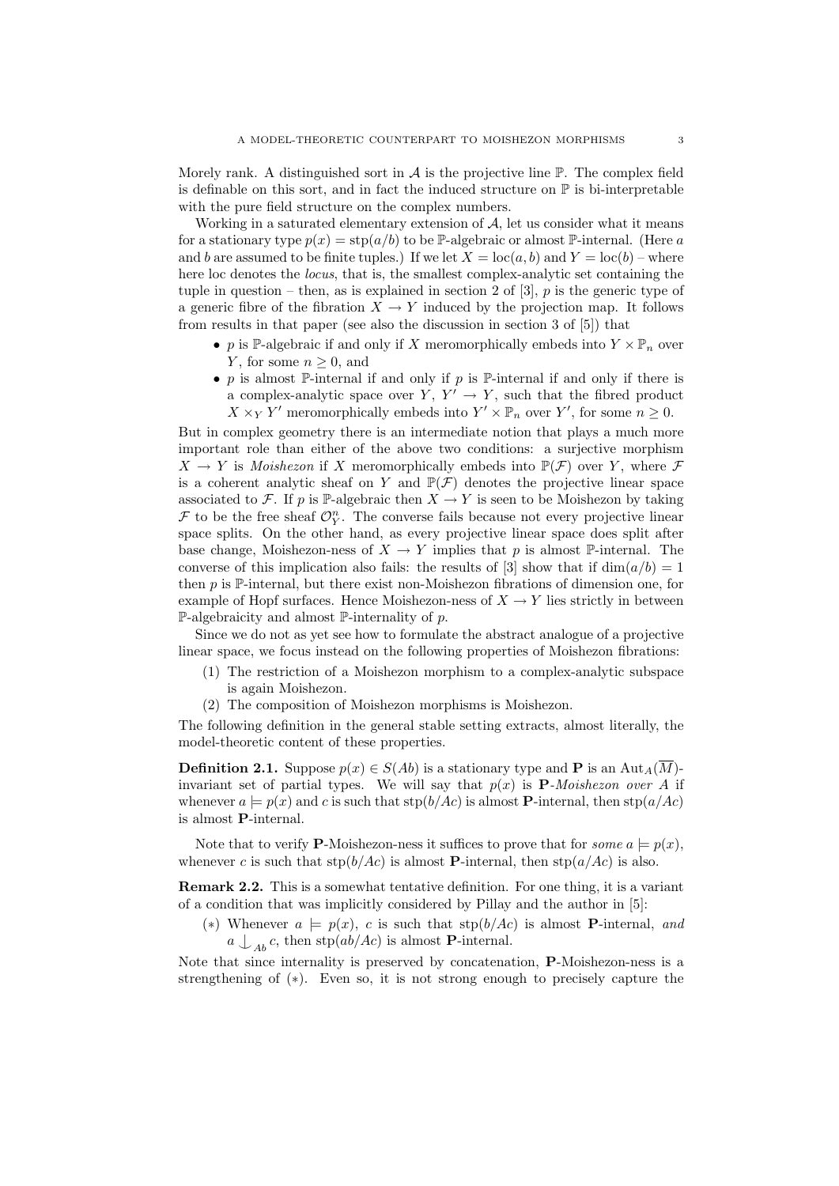Morely rank. A distinguished sort in $\mathcal{A}$ is the projective line $\mathbb{P}$. The complex field is definable on this sort, and in fact the induced structure on $\mathbb{P}$ is bi-interpretable with the pure field structure on the complex numbers.

Working in a saturated elementary extension of $\mathcal{A}$, let us consider what it means for a stationary type $p(x) = \operatorname{stp}(a/b)$ to be $\mathbb{P}$-algebraic or almost $\mathbb{P}$-internal. (Here $a$ and $b$ are assumed to be finite tuples.) If we let $X = \operatorname{loc}(a, b)$ and $Y = \operatorname{loc}(b)$ – where here loc denotes the *locus*, that is, the smallest complex-analytic set containing the tuple in question – then, as is explained in section 2 of [3], $p$ is the generic type of a generic fibre of the fibration $X \to Y$ induced by the projection map. It follows from results in that paper (see also the discussion in section 3 of [5]) that

- $p$ is $\mathbb{P}$-algebraic if and only if $X$ meromorphically embeds into $Y \times \mathbb{P}_n$ over $Y$, for some $n \geq 0$, and
- $p$ is almost $\mathbb{P}$-internal if and only if $p$ is $\mathbb{P}$-internal if and only if there is a complex-analytic space over $Y$, $Y' \to Y$, such that the fibred product $X \times_Y Y'$ meromorphically embeds into $Y' \times \mathbb{P}_n$ over $Y'$, for some $n \geq 0$.

But in complex geometry there is an intermediate notion that plays a much more important role than either of the above two conditions: a surjective morphism $X \to Y$ is *Moishezon* if $X$ meromorphically embeds into $\mathbb{P}(\mathcal{F})$ over $Y$, where $\mathcal{F}$ is a coherent analytic sheaf on $Y$ and $\mathbb{P}(\mathcal{F})$ denotes the projective linear space associated to $\mathcal{F}$. If $p$ is $\mathbb{P}$-algebraic then $X \to Y$ is seen to be Moishezon by taking $\mathcal{F}$ to be the free sheaf $\mathcal{O}_Y^n$. The converse fails because not every projective linear space splits. On the other hand, as every projective linear space does split after base change, Moishezon-ness of $X \to Y$ implies that $p$ is almost $\mathbb{P}$-internal. The converse of this implication also fails: the results of [3] show that if $\dim(a/b) = 1$ then $p$ is $\mathbb{P}$-internal, but there exist non-Moishezon fibrations of dimension one, for example of Hopf surfaces. Hence Moishezon-ness of $X \to Y$ lies strictly in between $\mathbb{P}$-algebraicity and almost $\mathbb{P}$-internality of $p$.

Since we do not as yet see how to formulate the abstract analogue of a projective linear space, we focus instead on the following properties of Moishezon fibrations:

1. The restriction of a Moishezon morphism to a complex-analytic subspace is again Moishezon.
2. The composition of Moishezon morphisms is Moishezon.

The following definition in the general stable setting extracts, almost literally, the model-theoretic content of these properties.

**Definition 2.1.** Suppose $p(x) \in S(Ab)$ is a stationary type and $\mathbf{P}$ is an $\operatorname{Aut}_A(\overline{M})$-invariant set of partial types. We will say that $p(x)$ is **P**-*Moishezon over A* if whenever $a \models p(x)$ and $c$ is such that $\operatorname{stp}(b/Ac)$ is almost **P**-internal, then $\operatorname{stp}(a/Ac)$ is almost **P**-internal.

Note that to verify **P**-Moishezon-ness it suffices to prove that for *some* $a \models p(x)$, whenever $c$ is such that $\operatorname{stp}(b/Ac)$ is almost **P**-internal, then $\operatorname{stp}(a/Ac)$ is also.

**Remark 2.2.** This is a somewhat tentative definition. For one thing, it is a variant of a condition that was implicitly considered by Pillay and the author in [5]:

($*$) Whenever $a \models p(x)$, $c$ is such that $\operatorname{stp}(b/Ac)$ is almost **P**-internal, *and* $a \mathop{\smile\!\!\!\!\!\!|}_{Ab} c$, then $\operatorname{stp}(ab/Ac)$ is almost **P**-internal.

Note that since internality is preserved by concatenation, **P**-Moishezon-ness is a strengthening of ($*$). Even so, it is not strong enough to precisely capture the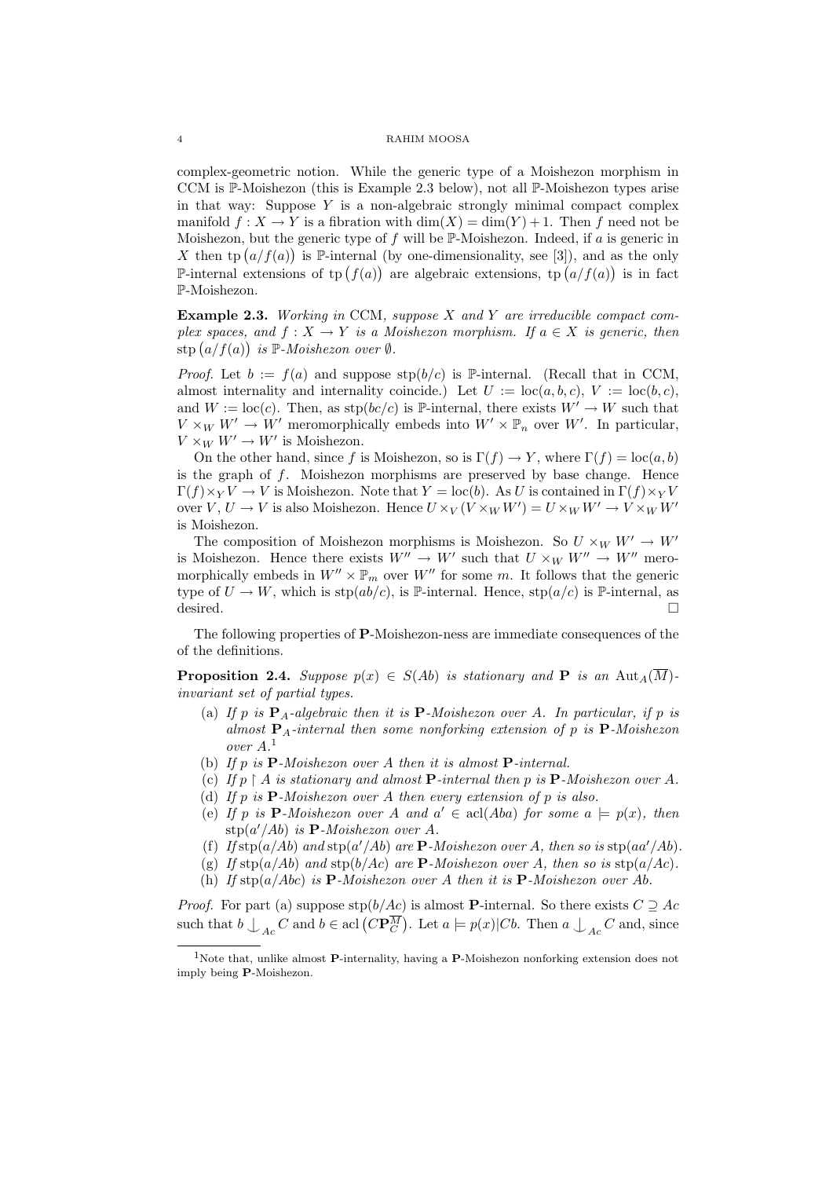complex-geometric notion. While the generic type of a Moishezon morphism in CCM is $\mathbb{P}$-Moishezon (this is Example 2.3 below), not all $\mathbb{P}$-Moishezon types arise in that way: Suppose $Y$ is a non-algebraic strongly minimal compact complex manifold $f: X \to Y$ is a fibration with $\dim(X) = \dim(Y) + 1$. Then $f$ need not be Moishezon, but the generic type of $f$ will be $\mathbb{P}$-Moishezon. Indeed, if $a$ is generic in $X$ then $\operatorname{tp}\big(a/f(a)\big)$ is $\mathbb{P}$-internal (by one-dimensionality, see [3]), and as the only $\mathbb{P}$-internal extensions of $\operatorname{tp}\big(f(a)\big)$ are algebraic extensions, $\operatorname{tp}\big(a/f(a)\big)$ is in fact $\mathbb{P}$-Moishezon.

**Example 2.3.** *Working in* CCM*, suppose $X$ and $Y$ are irreducible compact complex spaces, and $f: X \to Y$ is a Moishezon morphism. If $a \in X$ is generic, then $\operatorname{stp}\big(a/f(a)\big)$ is $\mathbb{P}$-Moishezon over $\emptyset$.*

*Proof.* Let $b := f(a)$ and suppose $\operatorname{stp}(b/c)$ is $\mathbb{P}$-internal. (Recall that in CCM, almost internality and internality coincide.) Let $U := \operatorname{loc}(a, b, c)$, $V := \operatorname{loc}(b, c)$, and $W := \operatorname{loc}(c)$. Then, as $\operatorname{stp}(bc/c)$ is $\mathbb{P}$-internal, there exists $W' \to W$ such that $V \times_W W' \to W'$ meromorphically embeds into $W' \times \mathbb{P}_n$ over $W'$. In particular, $V \times_W W' \to W'$ is Moishezon.

On the other hand, since $f$ is Moishezon, so is $\Gamma(f) \to Y$, where $\Gamma(f) = \operatorname{loc}(a, b)$ is the graph of $f$. Moishezon morphisms are preserved by base change. Hence $\Gamma(f) \times_Y V \to V$ is Moishezon. Note that $Y = \operatorname{loc}(b)$. As $U$ is contained in $\Gamma(f) \times_Y V$ over $V$, $U \to V$ is also Moishezon. Hence $U \times_V (V \times_W W') = U \times_W W' \to V \times_W W'$ is Moishezon.

The composition of Moishezon morphisms is Moishezon. So $U \times_W W' \to W'$ is Moishezon. Hence there exists $W'' \to W'$ such that $U \times_W W'' \to W''$ meromorphically embeds in $W'' \times \mathbb{P}_m$ over $W''$ for some $m$. It follows that the generic type of $U \to W$, which is $\operatorname{stp}(ab/c)$, is $\mathbb{P}$-internal. Hence, $\operatorname{stp}(a/c)$ is $\mathbb{P}$-internal, as desired. $\square$

The following properties of $\mathbf{P}$-Moishezon-ness are immediate consequences of the of the definitions.

**Proposition 2.4.** *Suppose $p(x) \in S(Ab)$ is stationary and $\mathbf{P}$ is an $\operatorname{Aut}_A(\overline{M})$-invariant set of partial types.*

- (a) *If $p$ is $\mathbf{P}_A$-algebraic then it is $\mathbf{P}$-Moishezon over $A$. In particular, if $p$ is almost $\mathbf{P}_A$-internal then some nonforking extension of $p$ is $\mathbf{P}$-Moishezon over $A$.*[1]
- (b) *If $p$ is $\mathbf{P}$-Moishezon over $A$ then it is almost $\mathbf{P}$-internal.*
- (c) *If $p \upharpoonright A$ is stationary and almost $\mathbf{P}$-internal then $p$ is $\mathbf{P}$-Moishezon over $A$.*
- (d) *If $p$ is $\mathbf{P}$-Moishezon over $A$ then every extension of $p$ is also.*
- (e) *If $p$ is $\mathbf{P}$-Moishezon over $A$ and $a' \in \operatorname{acl}(Aba)$ for some $a \models p(x)$, then $\operatorname{stp}(a'/Ab)$ is $\mathbf{P}$-Moishezon over $A$.*
- (f) *If $\operatorname{stp}(a/Ab)$ and $\operatorname{stp}(a'/Ab)$ are $\mathbf{P}$-Moishezon over $A$, then so is $\operatorname{stp}(aa'/Ab)$.*
- (g) *If $\operatorname{stp}(a/Ab)$ and $\operatorname{stp}(b/Ac)$ are $\mathbf{P}$-Moishezon over $A$, then so is $\operatorname{stp}(a/Ac)$.*
- (h) *If $\operatorname{stp}(a/Abc)$ is $\mathbf{P}$-Moishezon over $A$ then it is $\mathbf{P}$-Moishezon over $Ab$.*

*Proof.* For part (a) suppose $\operatorname{stp}(b/Ac)$ is almost $\mathbf{P}$-internal. So there exists $C \supseteq Ac$ such that $b \mathop{\smile\!\!\!\!\!\mid}_{Ac} C$ and $b \in \operatorname{acl}\big(C\mathbf{P}_C^{\overline{M}}\big)$. Let $a \models p(x)|Cb$. Then $a \mathop{\smile\!\!\!\!\!\mid}_{Ac} C$ and, since

[1] Note that, unlike almost $\mathbf{P}$-internality, having a $\mathbf{P}$-Moishezon nonforking extension does not imply being $\mathbf{P}$-Moishezon.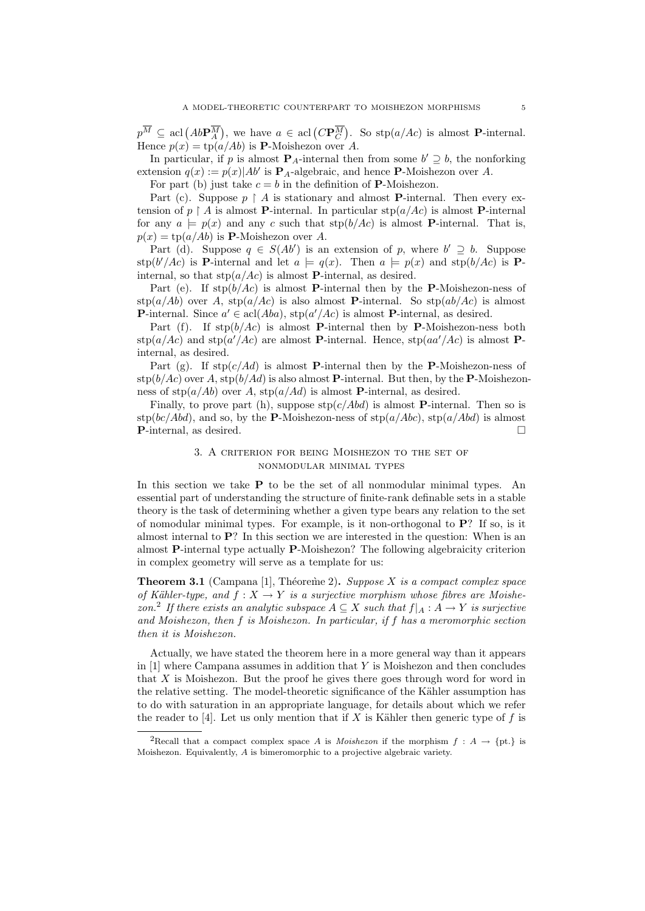$p^{\overline{M}} \subseteq \operatorname{acl}\left(Ab\mathbf{P}_A^{\overline{M}}\right)$, we have $a \in \operatorname{acl}\left(C\mathbf{P}_C^{\overline{M}}\right)$. So $\operatorname{stp}(a/Ac)$ is almost **P**-internal. Hence $p(x) = \operatorname{tp}(a/Ab)$ is **P**-Moishezon over $A$.

In particular, if $p$ is almost $\mathbf{P}_A$-internal then from some $b' \supseteq b$, the nonforking extension $q(x) := p(x)|Ab'$ is $\mathbf{P}_A$-algebraic, and hence **P**-Moishezon over $A$.

For part (b) just take $c = b$ in the definition of **P**-Moishezon.

Part (c). Suppose $p \restriction A$ is stationary and almost **P**-internal. Then every extension of $p \restriction A$ is almost **P**-internal. In particular $\operatorname{stp}(a/Ac)$ is almost **P**-internal for any $a \models p(x)$ and any $c$ such that $\operatorname{stp}(b/Ac)$ is almost **P**-internal. That is, $p(x) = \operatorname{tp}(a/Ab)$ is **P**-Moishezon over $A$.

Part (d). Suppose $q \in S(Ab')$ is an extension of $p$, where $b' \supseteq b$. Suppose $\operatorname{stp}(b'/Ac)$ is **P**-internal and let $a \models q(x)$. Then $a \models p(x)$ and $\operatorname{stp}(b/Ac)$ is **P**-internal, so that $\operatorname{stp}(a/Ac)$ is almost **P**-internal, as desired.

Part (e). If $\operatorname{stp}(b/Ac)$ is almost **P**-internal then by the **P**-Moishezon-ness of $\operatorname{stp}(a/Ab)$ over $A$, $\operatorname{stp}(a/Ac)$ is also almost **P**-internal. So $\operatorname{stp}(ab/Ac)$ is almost **P**-internal. Since $a' \in \operatorname{acl}(Aba)$, $\operatorname{stp}(a'/Ac)$ is almost **P**-internal, as desired.

Part (f). If $\operatorname{stp}(b/Ac)$ is almost **P**-internal then by **P**-Moishezon-ness both $\operatorname{stp}(a/Ac)$ and $\operatorname{stp}(a'/Ac)$ are almost **P**-internal. Hence, $\operatorname{stp}(aa'/Ac)$ is almost **P**-internal, as desired.

Part (g). If $\operatorname{stp}(c/Ad)$ is almost **P**-internal then by the **P**-Moishezon-ness of $\operatorname{stp}(b/Ac)$ over $A$, $\operatorname{stp}(b/Ad)$ is also almost **P**-internal. But then, by the **P**-Moishezon-ness of $\operatorname{stp}(a/Ab)$ over $A$, $\operatorname{stp}(a/Ad)$ is almost **P**-internal, as desired.

Finally, to prove part (h), suppose $\operatorname{stp}(c/Abd)$ is almost **P**-internal. Then so is $\operatorname{stp}(bc/Abd)$, and so, by the **P**-Moishezon-ness of $\operatorname{stp}(a/Abc)$, $\operatorname{stp}(a/Abd)$ is almost **P**-internal, as desired. □

## 3. A criterion for being Moishezon to the set of nonmodular minimal types

In this section we take **P** to be the set of all nonmodular minimal types. An essential part of understanding the structure of finite-rank definable sets in a stable theory is the task of determining whether a given type bears any relation to the set of nomodular minimal types. For example, is it non-orthogonal to **P**? If so, is it almost internal to **P**? In this section we are interested in the question: When is an almost **P**-internal type actually **P**-Moishezon? The following algebraicity criterion in complex geometry will serve as a template for us:

**Theorem 3.1** (Campana [1], Théoreme 2)**.** *Suppose $X$ is a compact complex space of Kähler-type, and $f : X \to Y$ is a surjective morphism whose fibres are Moishezon.*[2] *If there exists an analytic subspace $A \subseteq X$ such that $f|_A : A \to Y$ is surjective and Moishezon, then $f$ is Moishezon. In particular, if $f$ has a meromorphic section then it is Moishezon.*

Actually, we have stated the theorem here in a more general way than it appears in [1] where Campana assumes in addition that $Y$ is Moishezon and then concludes that $X$ is Moishezon. But the proof he gives there goes through word for word in the relative setting. The model-theoretic significance of the Kähler assumption has to do with saturation in an appropriate language, for details about which we refer the reader to [4]. Let us only mention that if $X$ is Kähler then generic type of $f$ is

[2] Recall that a compact complex space $A$ is *Moishezon* if the morphism $f : A \to \{\text{pt.}\}$ is Moishezon. Equivalently, $A$ is bimeromorphic to a projective algebraic variety.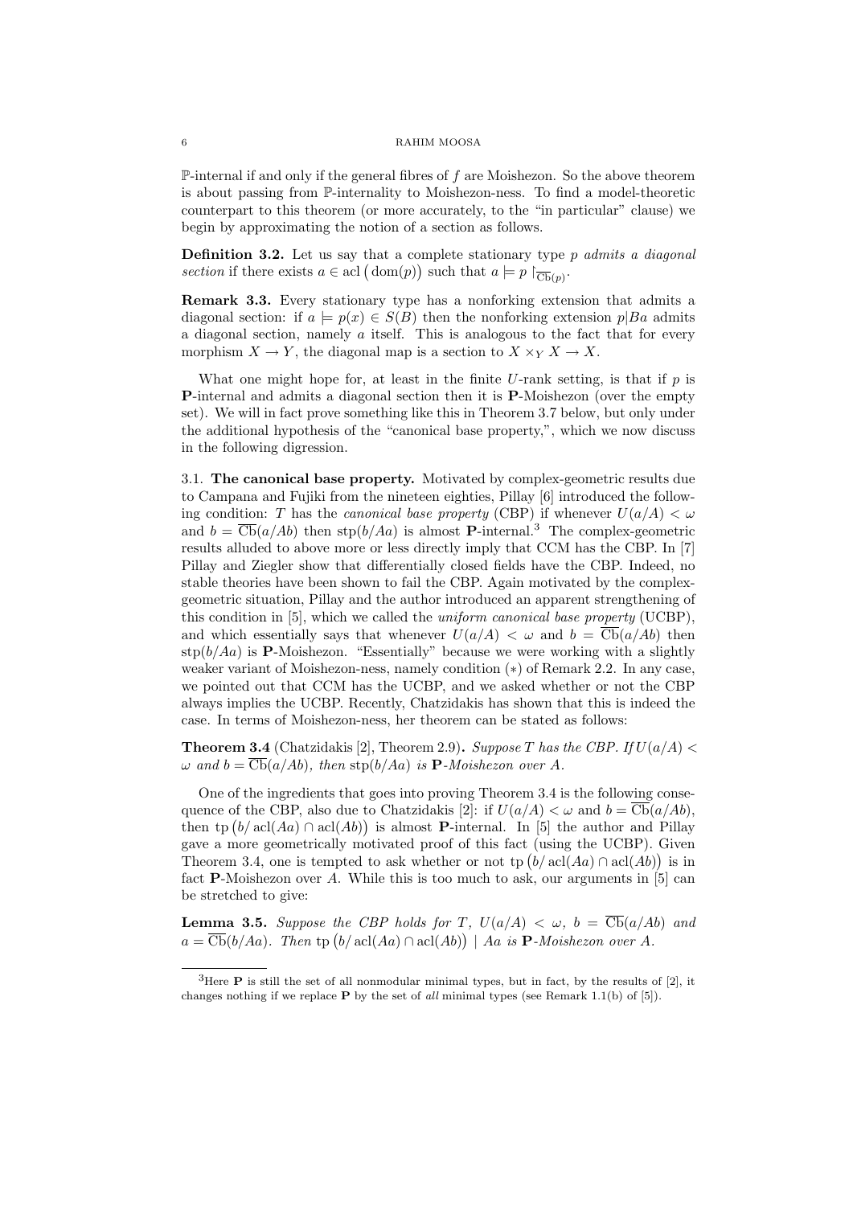$\mathbb{P}$-internal if and only if the general fibres of $f$ are Moishezon. So the above theorem is about passing from $\mathbb{P}$-internality to Moishezon-ness. To find a model-theoretic counterpart to this theorem (or more accurately, to the "in particular" clause) we begin by approximating the notion of a section as follows.

**Definition 3.2.** Let us say that a complete stationary type $p$ *admits a diagonal section* if there exists $a \in \operatorname{acl}\big(\operatorname{dom}(p)\big)$ such that $a \models p\restriction_{\overline{\mathrm{Cb}}(p)}$.

**Remark 3.3.** Every stationary type has a nonforking extension that admits a diagonal section: if $a \models p(x) \in S(B)$ then the nonforking extension $p|Ba$ admits a diagonal section, namely $a$ itself. This is analogous to the fact that for every morphism $X \to Y$, the diagonal map is a section to $X \times_Y X \to X$.

What one might hope for, at least in the finite $U$-rank setting, is that if $p$ is $\mathbf{P}$-internal and admits a diagonal section then it is $\mathbf{P}$-Moishezon (over the empty set). We will in fact prove something like this in Theorem 3.7 below, but only under the additional hypothesis of the "canonical base property,", which we now discuss in the following digression.

3.1. **The canonical base property.** Motivated by complex-geometric results due to Campana and Fujiki from the nineteen eighties, Pillay [6] introduced the following condition: $T$ has the *canonical base property* (CBP) if whenever $U(a/A) < \omega$ and $b = \overline{\mathrm{Cb}}(a/Ab)$ then $\operatorname{stp}(b/Aa)$ is almost $\mathbf{P}$-internal.[3] The complex-geometric results alluded to above more or less directly imply that CCM has the CBP. In [7] Pillay and Ziegler show that differentially closed fields have the CBP. Indeed, no stable theories have been shown to fail the CBP. Again motivated by the complex-geometric situation, Pillay and the author introduced an apparent strengthening of this condition in [5], which we called the *uniform canonical base property* (UCBP), and which essentially says that whenever $U(a/A) < \omega$ and $b = \overline{\mathrm{Cb}}(a/Ab)$ then $\operatorname{stp}(b/Aa)$ is $\mathbf{P}$-Moishezon. "Essentially" because we were working with a slightly weaker variant of Moishezon-ness, namely condition $(*)$ of Remark 2.2. In any case, we pointed out that CCM has the UCBP, and we asked whether or not the CBP always implies the UCBP. Recently, Chatzidakis has shown that this is indeed the case. In terms of Moishezon-ness, her theorem can be stated as follows:

**Theorem 3.4** (Chatzidakis [2], Theorem 2.9)**.** *Suppose $T$ has the CBP. If $U(a/A) < \omega$ and $b = \overline{\mathrm{Cb}}(a/Ab)$, then $\operatorname{stp}(b/Aa)$ is $\mathbf{P}$-Moishezon over $A$.*

One of the ingredients that goes into proving Theorem 3.4 is the following consequence of the CBP, also due to Chatzidakis [2]: if $U(a/A) < \omega$ and $b = \overline{\mathrm{Cb}}(a/Ab)$, then $\operatorname{tp}\big(b/\operatorname{acl}(Aa) \cap \operatorname{acl}(Ab)\big)$ is almost $\mathbf{P}$-internal. In [5] the author and Pillay gave a more geometrically motivated proof of this fact (using the UCBP). Given Theorem 3.4, one is tempted to ask whether or not $\operatorname{tp}\big(b/\operatorname{acl}(Aa) \cap \operatorname{acl}(Ab)\big)$ is in fact $\mathbf{P}$-Moishezon over $A$. While this is too much to ask, our arguments in [5] can be stretched to give:

**Lemma 3.5.** *Suppose the CBP holds for $T$, $U(a/A) < \omega$, $b = \overline{\mathrm{Cb}}(a/Ab)$ and $a = \overline{\mathrm{Cb}}(b/Aa)$. Then $\operatorname{tp}\big(b/\operatorname{acl}(Aa) \cap \operatorname{acl}(Ab)\big) \mid Aa$ is $\mathbf{P}$-Moishezon over $A$.*

---

[3] Here $\mathbf{P}$ is still the set of all nonmodular minimal types, but in fact, by the results of [2], it changes nothing if we replace $\mathbf{P}$ by the set of *all* minimal types (see Remark 1.1(b) of [5]).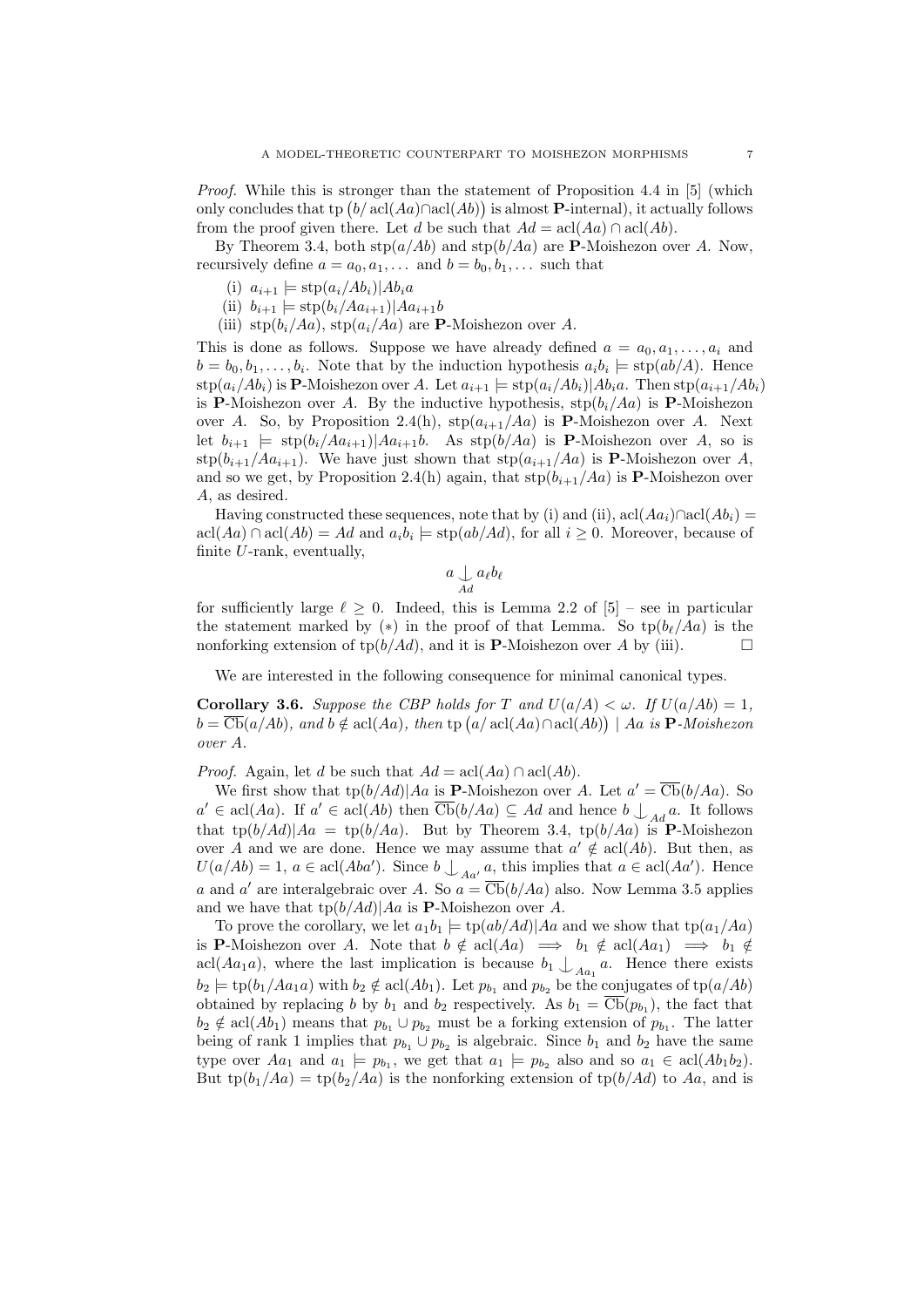*Proof.* While this is stronger than the statement of Proposition 4.4 in [5] (which only concludes that $\operatorname{tp}\big(b/\operatorname{acl}(Aa)\cap\operatorname{acl}(Ab)\big)$ is almost $\mathbf{P}$-internal), it actually follows from the proof given there. Let $d$ be such that $Ad = \operatorname{acl}(Aa)\cap\operatorname{acl}(Ab)$.

By Theorem 3.4, both $\operatorname{stp}(a/Ab)$ and $\operatorname{stp}(b/Aa)$ are $\mathbf{P}$-Moishezon over $A$. Now, recursively define $a = a_0, a_1, \dots$ and $b = b_0, b_1, \dots$ such that

(i) $a_{i+1} \models \operatorname{stp}(a_i/Ab_i)|Ab_ia$

(ii) $b_{i+1} \models \operatorname{stp}(b_i/Aa_{i+1})|Aa_{i+1}b$

(iii) $\operatorname{stp}(b_i/Aa)$, $\operatorname{stp}(a_i/Aa)$ are $\mathbf{P}$-Moishezon over $A$.

This is done as follows. Suppose we have already defined $a = a_0, a_1, \dots, a_i$ and $b = b_0, b_1, \dots, b_i$. Note that by the induction hypothesis $a_ib_i \models \operatorname{stp}(ab/A)$. Hence $\operatorname{stp}(a_i/Ab_i)$ is $\mathbf{P}$-Moishezon over $A$. Let $a_{i+1} \models \operatorname{stp}(a_i/Ab_i)|Ab_ia$. Then $\operatorname{stp}(a_{i+1}/Ab_i)$ is $\mathbf{P}$-Moishezon over $A$. By the inductive hypothesis, $\operatorname{stp}(b_i/Aa)$ is $\mathbf{P}$-Moishezon over $A$. So, by Proposition 2.4(h), $\operatorname{stp}(a_{i+1}/Aa)$ is $\mathbf{P}$-Moishezon over $A$. Next let $b_{i+1} \models \operatorname{stp}(b_i/Aa_{i+1})|Aa_{i+1}b$. As $\operatorname{stp}(b/Aa)$ is $\mathbf{P}$-Moishezon over $A$, so is $\operatorname{stp}(b_{i+1}/Aa_{i+1})$. We have just shown that $\operatorname{stp}(a_{i+1}/Aa)$ is $\mathbf{P}$-Moishezon over $A$, and so we get, by Proposition 2.4(h) again, that $\operatorname{stp}(b_{i+1}/Aa)$ is $\mathbf{P}$-Moishezon over $A$, as desired.

Having constructed these sequences, note that by (i) and (ii), $\operatorname{acl}(Aa_i)\cap\operatorname{acl}(Ab_i) = \operatorname{acl}(Aa)\cap\operatorname{acl}(Ab) = Ad$ and $a_ib_i \models \operatorname{stp}(ab/Ad)$, for all $i \geq 0$. Moreover, because of finite $U$-rank, eventually,

$$a \mathop{\smile\!\!\!\!\!\!\mid}_{Ad} a_\ell b_\ell$$

for sufficiently large $\ell \geq 0$. Indeed, this is Lemma 2.2 of [5] – see in particular the statement marked by $(*)$ in the proof of that Lemma. So $\operatorname{tp}(b_\ell/Aa)$ is the nonforking extension of $\operatorname{tp}(b/Ad)$, and it is $\mathbf{P}$-Moishezon over $A$ by (iii). $\square$

We are interested in the following consequence for minimal canonical types.

**Corollary 3.6.** *Suppose the CBP holds for $T$ and $U(a/A) < \omega$. If $U(a/Ab) = 1$, $b = \overline{\operatorname{Cb}}(a/Ab)$, and $b \notin \operatorname{acl}(Aa)$, then $\operatorname{tp}\big(a/\operatorname{acl}(Aa)\cap\operatorname{acl}(Ab)\big) \mid Aa$ is $\mathbf{P}$-Moishezon over $A$.*

*Proof.* Again, let $d$ be such that $Ad = \operatorname{acl}(Aa)\cap\operatorname{acl}(Ab)$.

We first show that $\operatorname{tp}(b/Ad)|Aa$ is $\mathbf{P}$-Moishezon over $A$. Let $a' = \overline{\operatorname{Cb}}(b/Aa)$. So $a' \in \operatorname{acl}(Aa)$. If $a' \in \operatorname{acl}(Ab)$ then $\overline{\operatorname{Cb}}(b/Aa) \subseteq Ad$ and hence $b \mathop{\smile\!\!\!\!\!\!\mid}_{Ad} a$. It follows that $\operatorname{tp}(b/Ad)|Aa = \operatorname{tp}(b/Aa)$. But by Theorem 3.4, $\operatorname{tp}(b/Aa)$ is $\mathbf{P}$-Moishezon over $A$ and we are done. Hence we may assume that $a' \notin \operatorname{acl}(Ab)$. But then, as $U(a/Ab) = 1$, $a \in \operatorname{acl}(Aba')$. Since $b \mathop{\smile\!\!\!\!\!\!\mid}_{Aa'} a$, this implies that $a \in \operatorname{acl}(Aa')$. Hence $a$ and $a'$ are interalgebraic over $A$. So $a = \overline{\operatorname{Cb}}(b/Aa)$ also. Now Lemma 3.5 applies and we have that $\operatorname{tp}(b/Ad)|Aa$ is $\mathbf{P}$-Moishezon over $A$.

To prove the corollary, we let $a_1b_1 \models \operatorname{tp}(ab/Ad)|Aa$ and we show that $\operatorname{tp}(a_1/Aa)$ is $\mathbf{P}$-Moishezon over $A$. Note that $b \notin \operatorname{acl}(Aa) \implies b_1 \notin \operatorname{acl}(Aa_1) \implies b_1 \notin \operatorname{acl}(Aa_1a)$, where the last implication is because $b_1 \mathop{\smile\!\!\!\!\!\!\mid}_{Aa_1} a$. Hence there exists $b_2 \models \operatorname{tp}(b_1/Aa_1a)$ with $b_2 \notin \operatorname{acl}(Ab_1)$. Let $p_{b_1}$ and $p_{b_2}$ be the conjugates of $\operatorname{tp}(a/Ab)$ obtained by replacing $b$ by $b_1$ and $b_2$ respectively. As $b_1 = \overline{\operatorname{Cb}}(p_{b_1})$, the fact that $b_2 \notin \operatorname{acl}(Ab_1)$ means that $p_{b_1} \cup p_{b_2}$ must be a forking extension of $p_{b_1}$. The latter being of rank 1 implies that $p_{b_1} \cup p_{b_2}$ is algebraic. Since $b_1$ and $b_2$ have the same type over $Aa_1$ and $a_1 \models p_{b_1}$, we get that $a_1 \models p_{b_2}$ also and so $a_1 \in \operatorname{acl}(Ab_1b_2)$. But $\operatorname{tp}(b_1/Aa) = \operatorname{tp}(b_2/Aa)$ is the nonforking extension of $\operatorname{tp}(b/Ad)$ to $Aa$, and is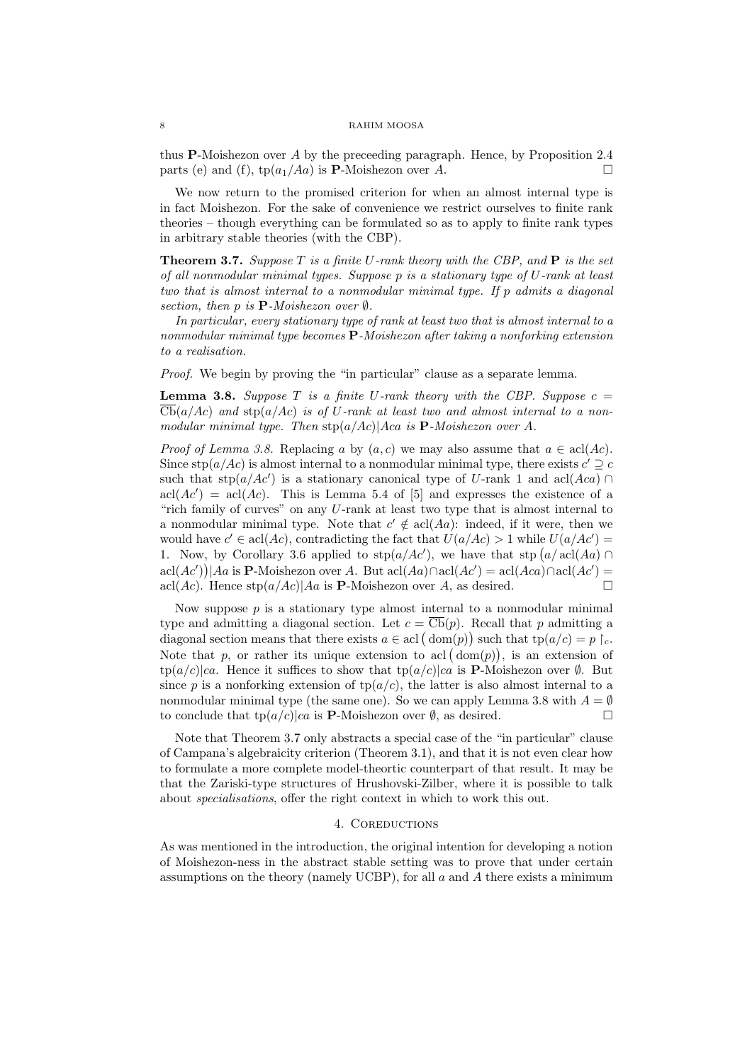thus **P**-Moishezon over $A$ by the preceeding paragraph. Hence, by Proposition 2.4 parts (e) and (f), $\operatorname{tp}(a_1/Aa)$ is **P**-Moishezon over $A$. □

We now return to the promised criterion for when an almost internal type is in fact Moishezon. For the sake of convenience we restrict ourselves to finite rank theories – though everything can be formulated so as to apply to finite rank types in arbitrary stable theories (with the CBP).

**Theorem 3.7.** *Suppose $T$ is a finite $U$-rank theory with the CBP, and **P** is the set of all nonmodular minimal types. Suppose $p$ is a stationary type of $U$-rank at least two that is almost internal to a nonmodular minimal type. If $p$ admits a diagonal section, then $p$ is **P**-Moishezon over $\emptyset$.*

*In particular, every stationary type of rank at least two that is almost internal to a nonmodular minimal type becomes **P**-Moishezon after taking a nonforking extension to a realisation.*

*Proof.* We begin by proving the "in particular" clause as a separate lemma.

**Lemma 3.8.** *Suppose $T$ is a finite $U$-rank theory with the CBP. Suppose $c = \overline{\operatorname{Cb}}(a/Ac)$ and $\operatorname{stp}(a/Ac)$ is of $U$-rank at least two and almost internal to a nonmodular minimal type. Then $\operatorname{stp}(a/Ac)|Aca$ is **P**-Moishezon over $A$.*

*Proof of Lemma 3.8.* Replacing $a$ by $(a, c)$ we may also assume that $a \in \operatorname{acl}(Ac)$. Since $\operatorname{stp}(a/Ac)$ is almost internal to a nonmodular minimal type, there exists $c' \supseteq c$ such that $\operatorname{stp}(a/Ac')$ is a stationary canonical type of $U$-rank 1 and $\operatorname{acl}(Aca) \cap \operatorname{acl}(Ac') = \operatorname{acl}(Ac)$. This is Lemma 5.4 of [5] and expresses the existence of a "rich family of curves" on any $U$-rank at least two type that is almost internal to a nonmodular minimal type. Note that $c' \notin \operatorname{acl}(Aa)$: indeed, if it were, then we would have $c' \in \operatorname{acl}(Ac)$, contradicting the fact that $U(a/Ac) > 1$ while $U(a/Ac') = 1$. Now, by Corollary 3.6 applied to $\operatorname{stp}(a/Ac')$, we have that $\operatorname{stp}\big(a/\operatorname{acl}(Aa) \cap \operatorname{acl}(Ac')\big)|Aa$ is **P**-Moishezon over $A$. But $\operatorname{acl}(Aa) \cap \operatorname{acl}(Ac') = \operatorname{acl}(Aca) \cap \operatorname{acl}(Ac') = \operatorname{acl}(Ac)$. Hence $\operatorname{stp}(a/Ac)|Aa$ is **P**-Moishezon over $A$, as desired. □

Now suppose $p$ is a stationary type almost internal to a nonmodular minimal type and admitting a diagonal section. Let $c = \overline{\operatorname{Cb}}(p)$. Recall that $p$ admitting a diagonal section means that there exists $a \in \operatorname{acl}\big(\operatorname{dom}(p)\big)$ such that $\operatorname{tp}(a/c) = p\restriction_c$. Note that $p$, or rather its unique extension to $\operatorname{acl}\big(\operatorname{dom}(p)\big)$, is an extension of $\operatorname{tp}(a/c)|ca$. Hence it suffices to show that $\operatorname{tp}(a/c)|ca$ is **P**-Moishezon over $\emptyset$. But since $p$ is a nonforking extension of $\operatorname{tp}(a/c)$, the latter is also almost internal to a nonmodular minimal type (the same one). So we can apply Lemma 3.8 with $A = \emptyset$ to conclude that $\operatorname{tp}(a/c)|ca$ is **P**-Moishezon over $\emptyset$, as desired. □

Note that Theorem 3.7 only abstracts a special case of the "in particular" clause of Campana's algebraicity criterion (Theorem 3.1), and that it is not even clear how to formulate a more complete model-theortic counterpart of that result. It may be that the Zariski-type structures of Hrushovski-Zilber, where it is possible to talk about *specialisations*, offer the right context in which to work this out.

## 4. Coreductions

As was mentioned in the introduction, the original intention for developing a notion of Moishezon-ness in the abstract stable setting was to prove that under certain assumptions on the theory (namely UCBP), for all $a$ and $A$ there exists a minimum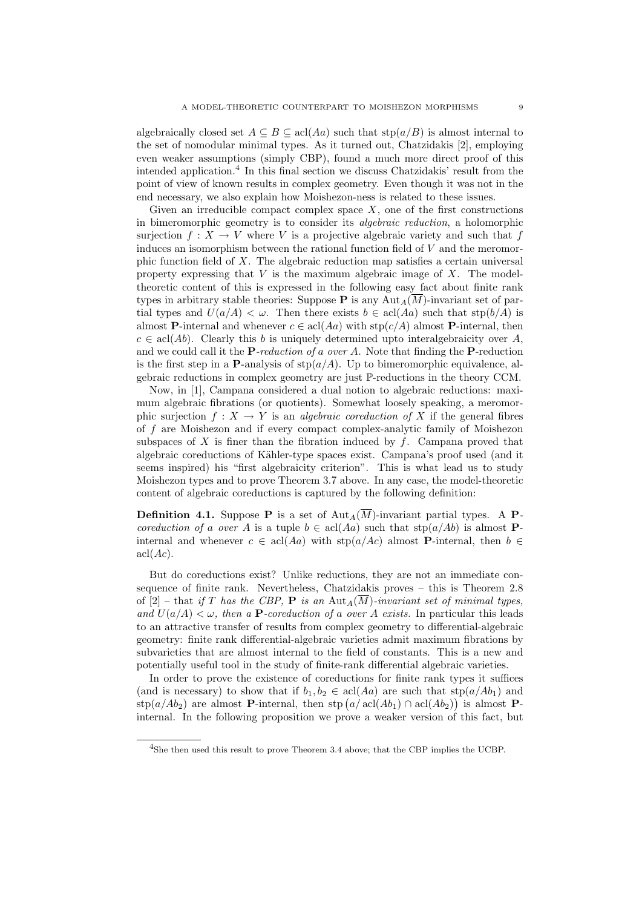algebraically closed set $A \subseteq B \subseteq \operatorname{acl}(Aa)$ such that $\operatorname{stp}(a/B)$ is almost internal to the set of nomodular minimal types. As it turned out, Chatzidakis [2], employing even weaker assumptions (simply CBP), found a much more direct proof of this intended application.[4] In this final section we discuss Chatzidakis' result from the point of view of known results in complex geometry. Even though it was not in the end necessary, we also explain how Moishezon-ness is related to these issues.

Given an irreducible compact complex space $X$, one of the first constructions in bimeromorphic geometry is to consider its *algebraic reduction*, a holomorphic surjection $f : X \to V$ where $V$ is a projective algebraic variety and such that $f$ induces an isomorphism between the rational function field of $V$ and the meromorphic function field of $X$. The algebraic reduction map satisfies a certain universal property expressing that $V$ is the maximum algebraic image of $X$. The model-theoretic content of this is expressed in the following easy fact about finite rank types in arbitrary stable theories: Suppose $\mathbf{P}$ is any $\operatorname{Aut}_A(\overline{M})$-invariant set of partial types and $U(a/A) < \omega$. Then there exists $b \in \operatorname{acl}(Aa)$ such that $\operatorname{stp}(b/A)$ is almost $\mathbf{P}$-internal and whenever $c \in \operatorname{acl}(Aa)$ with $\operatorname{stp}(c/A)$ almost $\mathbf{P}$-internal, then $c \in \operatorname{acl}(Ab)$. Clearly this $b$ is uniquely determined upto interalgebraicity over $A$, and we could call it the *$\mathbf{P}$-reduction of $a$ over $A$*. Note that finding the $\mathbf{P}$-reduction is the first step in a $\mathbf{P}$-analysis of $\operatorname{stp}(a/A)$. Up to bimeromorphic equivalence, algebraic reductions in complex geometry are just $\mathbb{P}$-reductions in the theory CCM.

Now, in [1], Campana considered a dual notion to algebraic reductions: maximum algebraic fibrations (or quotients). Somewhat loosely speaking, a meromorphic surjection $f : X \to Y$ is an *algebraic coreduction of $X$* if the general fibres of $f$ are Moishezon and if every compact complex-analytic family of Moishezon subspaces of $X$ is finer than the fibration induced by $f$. Campana proved that algebraic coreductions of Kähler-type spaces exist. Campana's proof used (and it seems inspired) his "first algebraicity criterion". This is what lead us to study Moishezon types and to prove Theorem 3.7 above. In any case, the model-theoretic content of algebraic coreductions is captured by the following definition:

**Definition 4.1.** Suppose $\mathbf{P}$ is a set of $\operatorname{Aut}_A(\overline{M})$-invariant partial types. A *$\mathbf{P}$-coreduction of $a$ over $A$* is a tuple $b \in \operatorname{acl}(Aa)$ such that $\operatorname{stp}(a/Ab)$ is almost $\mathbf{P}$-internal and whenever $c \in \operatorname{acl}(Aa)$ with $\operatorname{stp}(a/Ac)$ almost $\mathbf{P}$-internal, then $b \in \operatorname{acl}(Ac)$.

But do coreductions exist? Unlike reductions, they are not an immediate consequence of finite rank. Nevertheless, Chatzidakis proves – this is Theorem 2.8 of [2] – that *if $T$ has the CBP, $\mathbf{P}$ is an $\operatorname{Aut}_A(\overline{M})$-invariant set of minimal types, and $U(a/A) < \omega$, then a $\mathbf{P}$-coreduction of $a$ over $A$ exists.* In particular this leads to an attractive transfer of results from complex geometry to differential-algebraic geometry: finite rank differential-algebraic varieties admit maximum fibrations by subvarieties that are almost internal to the field of constants. This is a new and potentially useful tool in the study of finite-rank differential algebraic varieties.

In order to prove the existence of coreductions for finite rank types it suffices (and is necessary) to show that if $b_1, b_2 \in \operatorname{acl}(Aa)$ are such that $\operatorname{stp}(a/Ab_1)$ and $\operatorname{stp}(a/Ab_2)$ are almost $\mathbf{P}$-internal, then $\operatorname{stp}\big(a/\operatorname{acl}(Ab_1) \cap \operatorname{acl}(Ab_2)\big)$ is almost $\mathbf{P}$-internal. In the following proposition we prove a weaker version of this fact, but

[4] She then used this result to prove Theorem 3.4 above; that the CBP implies the UCBP.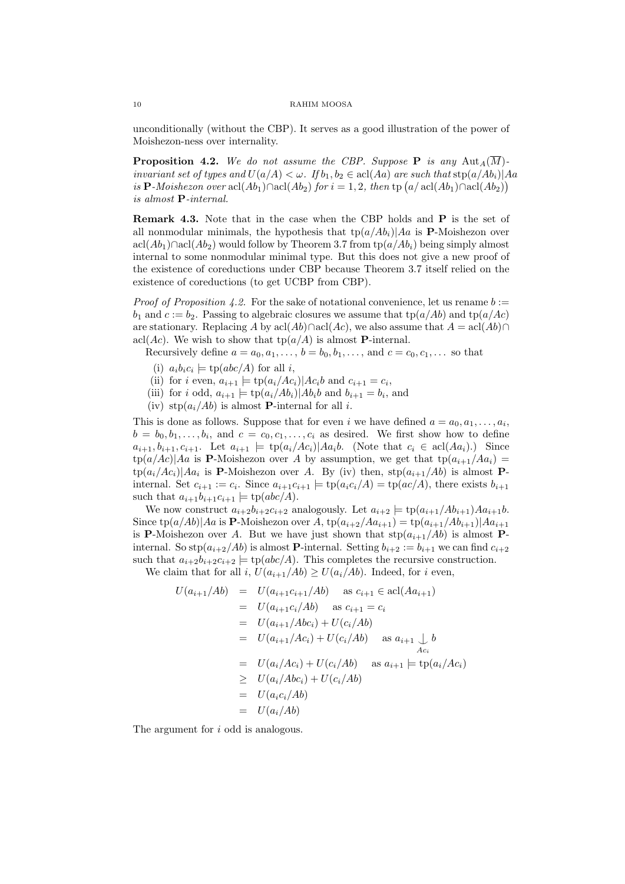unconditionally (without the CBP). It serves as a good illustration of the power of Moishezon-ness over internality.

**Proposition 4.2.** *We do not assume the CBP. Suppose* $\mathbf{P}$ *is any* $\operatorname{Aut}_A(\overline{M})$-*invariant set of types and* $U(a/A) < \omega$. *If* $b_1, b_2 \in \operatorname{acl}(Aa)$ *are such that* $\operatorname{stp}(a/Ab_i)|Aa$ *is* $\mathbf{P}$-*Moishezon over* $\operatorname{acl}(Ab_1)\cap\operatorname{acl}(Ab_2)$ *for* $i = 1, 2$, *then* $\operatorname{tp}\big(a/\operatorname{acl}(Ab_1)\cap\operatorname{acl}(Ab_2)\big)$ *is almost* $\mathbf{P}$-*internal.*

**Remark 4.3.** Note that in the case when the CBP holds and $\mathbf{P}$ is the set of all nonmodular minimals, the hypothesis that $\operatorname{tp}(a/Ab_i)|Aa$ is $\mathbf{P}$-Moishezon over $\operatorname{acl}(Ab_1)\cap\operatorname{acl}(Ab_2)$ would follow by Theorem 3.7 from $\operatorname{tp}(a/Ab_i)$ being simply almost internal to some nonmodular minimal type. But this does not give a new proof of the existence of coreductions under CBP because Theorem 3.7 itself relied on the existence of coreductions (to get UCBP from CBP).

*Proof of Proposition 4.2.* For the sake of notational convenience, let us rename $b := b_1$ and $c := b_2$. Passing to algebraic closures we assume that $\operatorname{tp}(a/Ab)$ and $\operatorname{tp}(a/Ac)$ are stationary. Replacing $A$ by $\operatorname{acl}(Ab)\cap\operatorname{acl}(Ac)$, we also assume that $A = \operatorname{acl}(Ab)\cap\operatorname{acl}(Ac)$. We wish to show that $\operatorname{tp}(a/A)$ is almost $\mathbf{P}$-internal.

Recursively define $a = a_0, a_1, \dots$, $b = b_0, b_1, \dots$, and $c = c_0, c_1, \dots$ so that

(i) $a_ib_ic_i \models \operatorname{tp}(abc/A)$ for all $i$,
(ii) for $i$ even, $a_{i+1} \models \operatorname{tp}(a_i/Ac_i)|Ac_ib$ and $c_{i+1} = c_i$,
(iii) for $i$ odd, $a_{i+1} \models \operatorname{tp}(a_i/Ab_i)|Ab_ib$ and $b_{i+1} = b_i$, and
(iv) $\operatorname{stp}(a_i/Ab)$ is almost $\mathbf{P}$-internal for all $i$.

This is done as follows. Suppose that for even $i$ we have defined $a = a_0, a_1, \dots, a_i$, $b = b_0, b_1, \dots, b_i$, and $c = c_0, c_1, \dots, c_i$ as desired. We first show how to define $a_{i+1}, b_{i+1}, c_{i+1}$. Let $a_{i+1} \models \operatorname{tp}(a_i/Ac_i)|Aa_ib$. (Note that $c_i \in \operatorname{acl}(Aa_i)$.) Since $\operatorname{tp}(a/Ac)|Aa$ is $\mathbf{P}$-Moishezon over $A$ by assumption, we get that $\operatorname{tp}(a_{i+1}/Aa_i) = \operatorname{tp}(a_i/Ac_i)|Aa_i$ is $\mathbf{P}$-Moishezon over $A$. By (iv) then, $\operatorname{stp}(a_{i+1}/Ab)$ is almost $\mathbf{P}$-internal. Set $c_{i+1} := c_i$. Since $a_{i+1}c_{i+1} \models \operatorname{tp}(a_ic_i/A) = \operatorname{tp}(ac/A)$, there exists $b_{i+1}$ such that $a_{i+1}b_{i+1}c_{i+1} \models \operatorname{tp}(abc/A)$.

We now construct $a_{i+2}b_{i+2}c_{i+2}$ analogously. Let $a_{i+2} \models \operatorname{tp}(a_{i+1}/Ab_{i+1})Aa_{i+1}b$. Since $\operatorname{tp}(a/Ab)|Aa$ is $\mathbf{P}$-Moishezon over $A$, $\operatorname{tp}(a_{i+2}/Aa_{i+1}) = \operatorname{tp}(a_{i+1}/Ab_{i+1})|Aa_{i+1}$ is $\mathbf{P}$-Moishezon over $A$. But we have just shown that $\operatorname{stp}(a_{i+1}/Ab)$ is almost $\mathbf{P}$-internal. So $\operatorname{stp}(a_{i+2}/Ab)$ is almost $\mathbf{P}$-internal. Setting $b_{i+2} := b_{i+1}$ we can find $c_{i+2}$ such that $a_{i+2}b_{i+2}c_{i+2} \models \operatorname{tp}(abc/A)$. This completes the recursive construction.

We claim that for all $i$, $U(a_{i+1}/Ab) \geq U(a_i/Ab)$. Indeed, for $i$ even,

$$
\begin{aligned}
U(a_{i+1}/Ab) &= U(a_{i+1}c_{i+1}/Ab) \quad \text{as } c_{i+1} \in \operatorname{acl}(Aa_{i+1}) \\
&= U(a_{i+1}c_i/Ab) \quad \text{as } c_{i+1} = c_i \\
&= U(a_{i+1}/Abc_i) + U(c_i/Ab) \\
&= U(a_{i+1}/Ac_i) + U(c_i/Ab) \quad \text{as } a_{i+1} \mathop{\smile\!\!\!\!\!\!\;|}_{Ac_i} b \\
&= U(a_i/Ac_i) + U(c_i/Ab) \quad \text{as } a_{i+1} \models \operatorname{tp}(a_i/Ac_i) \\
&\geq U(a_i/Abc_i) + U(c_i/Ab) \\
&= U(a_ic_i/Ab) \\
&= U(a_i/Ab)
\end{aligned}
$$

The argument for $i$ odd is analogous.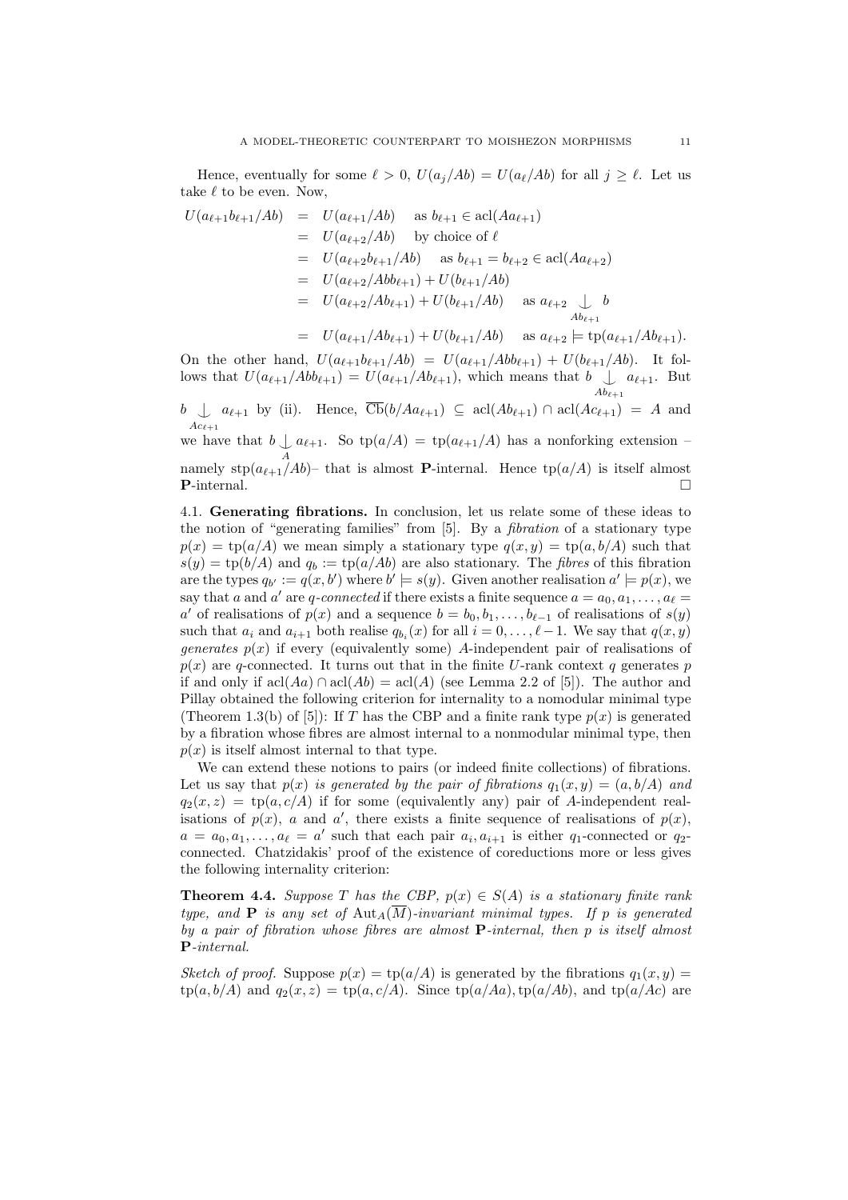Hence, eventually for some $\ell > 0$, $U(a_j/Ab) = U(a_\ell/Ab)$ for all $j \geq \ell$. Let us take $\ell$ to be even. Now,

$$
\begin{aligned}
U(a_{\ell+1}b_{\ell+1}/Ab) &= U(a_{\ell+1}/Ab) \quad \text{as } b_{\ell+1} \in \operatorname{acl}(Aa_{\ell+1}) \\
&= U(a_{\ell+2}/Ab) \quad \text{by choice of } \ell \\
&= U(a_{\ell+2}b_{\ell+1}/Ab) \quad \text{as } b_{\ell+1} = b_{\ell+2} \in \operatorname{acl}(Aa_{\ell+2}) \\
&= U(a_{\ell+2}/Abb_{\ell+1}) + U(b_{\ell+1}/Ab) \\
&= U(a_{\ell+2}/Ab_{\ell+1}) + U(b_{\ell+1}/Ab) \quad \text{as } a_{\ell+2} \mathop{\smile\!\!\!\!\!\!\mid}_{Ab_{\ell+1}} b \\
&= U(a_{\ell+1}/Ab_{\ell+1}) + U(b_{\ell+1}/Ab) \quad \text{as } a_{\ell+2} \models \operatorname{tp}(a_{\ell+1}/Ab_{\ell+1}).
\end{aligned}
$$

On the other hand, $U(a_{\ell+1}b_{\ell+1}/Ab) = U(a_{\ell+1}/Abb_{\ell+1}) + U(b_{\ell+1}/Ab)$. It follows that $U(a_{\ell+1}/Abb_{\ell+1}) = U(a_{\ell+1}/Ab_{\ell+1})$, which means that $b \mathop{\smile\!\!\!\!\!\!\mid}_{Ab_{\ell+1}} a_{\ell+1}$. But $b \mathop{\smile\!\!\!\!\!\!\mid}_{Ac_{\ell+1}} a_{\ell+1}$ by (ii). Hence, $\overline{\operatorname{Cb}}(b/Aa_{\ell+1}) \subseteq \operatorname{acl}(Ab_{\ell+1}) \cap \operatorname{acl}(Ac_{\ell+1}) = A$ and we have that $b \mathop{\smile\!\!\!\!\!\!\mid}_{A} a_{\ell+1}$. So $\operatorname{tp}(a/A) = \operatorname{tp}(a_{\ell+1}/A)$ has a nonforking extension – namely $\operatorname{stp}(a_{\ell+1}/Ab)$– that is almost $\mathbf{P}$-internal. Hence $\operatorname{tp}(a/A)$ is itself almost $\mathbf{P}$-internal. □

**4.1. Generating fibrations.** In conclusion, let us relate some of these ideas to the notion of "generating families" from [5]. By a *fibration* of a stationary type $p(x) = \operatorname{tp}(a/A)$ we mean simply a stationary type $q(x,y) = \operatorname{tp}(a,b/A)$ such that $s(y) = \operatorname{tp}(b/A)$ and $q_b := \operatorname{tp}(a/Ab)$ are also stationary. The *fibres* of this fibration are the types $q_{b'} := q(x,b')$ where $b' \models s(y)$. Given another realisation $a' \models p(x)$, we say that $a$ and $a'$ are *$q$-connected* if there exists a finite sequence $a = a_0, a_1, \ldots, a_\ell = a'$ of realisations of $p(x)$ and a sequence $b = b_0, b_1, \ldots, b_{\ell-1}$ of realisations of $s(y)$ such that $a_i$ and $a_{i+1}$ both realise $q_{b_i}(x)$ for all $i = 0, \ldots, \ell-1$. We say that $q(x,y)$ *generates* $p(x)$ if every (equivalently some) $A$-independent pair of realisations of $p(x)$ are $q$-connected. It turns out that in the finite $U$-rank context $q$ generates $p$ if and only if $\operatorname{acl}(Aa) \cap \operatorname{acl}(Ab) = \operatorname{acl}(A)$ (see Lemma 2.2 of [5]). The author and Pillay obtained the following criterion for internality to a nomodular minimal type (Theorem 1.3(b) of [5]): If $T$ has the CBP and a finite rank type $p(x)$ is generated by a fibration whose fibres are almost internal to a nonmodular minimal type, then $p(x)$ is itself almost internal to that type.

We can extend these notions to pairs (or indeed finite collections) of fibrations. Let us say that $p(x)$ *is generated by the pair of fibrations* $q_1(x,y) = (a,b/A)$ *and* $q_2(x,z) = \operatorname{tp}(a,c/A)$ if for some (equivalently any) pair of $A$-independent realisations of $p(x)$, $a$ and $a'$, there exists a finite sequence of realisations of $p(x)$, $a = a_0, a_1, \ldots, a_\ell = a'$ such that each pair $a_i, a_{i+1}$ is either $q_1$-connected or $q_2$-connected. Chatzidakis' proof of the existence of coreductions more or less gives the following internality criterion:

**Theorem 4.4.** *Suppose $T$ has the CBP, $p(x) \in S(A)$ is a stationary finite rank type, and $\mathbf{P}$ is any set of $\operatorname{Aut}_A(\overline{M})$-invariant minimal types. If $p$ is generated by a pair of fibration whose fibres are almost $\mathbf{P}$-internal, then $p$ is itself almost $\mathbf{P}$-internal.*

*Sketch of proof.* Suppose $p(x) = \operatorname{tp}(a/A)$ is generated by the fibrations $q_1(x,y) = \operatorname{tp}(a,b/A)$ and $q_2(x,z) = \operatorname{tp}(a,c/A)$. Since $\operatorname{tp}(a/Aa), \operatorname{tp}(a/Ab)$, and $\operatorname{tp}(a/Ac)$ are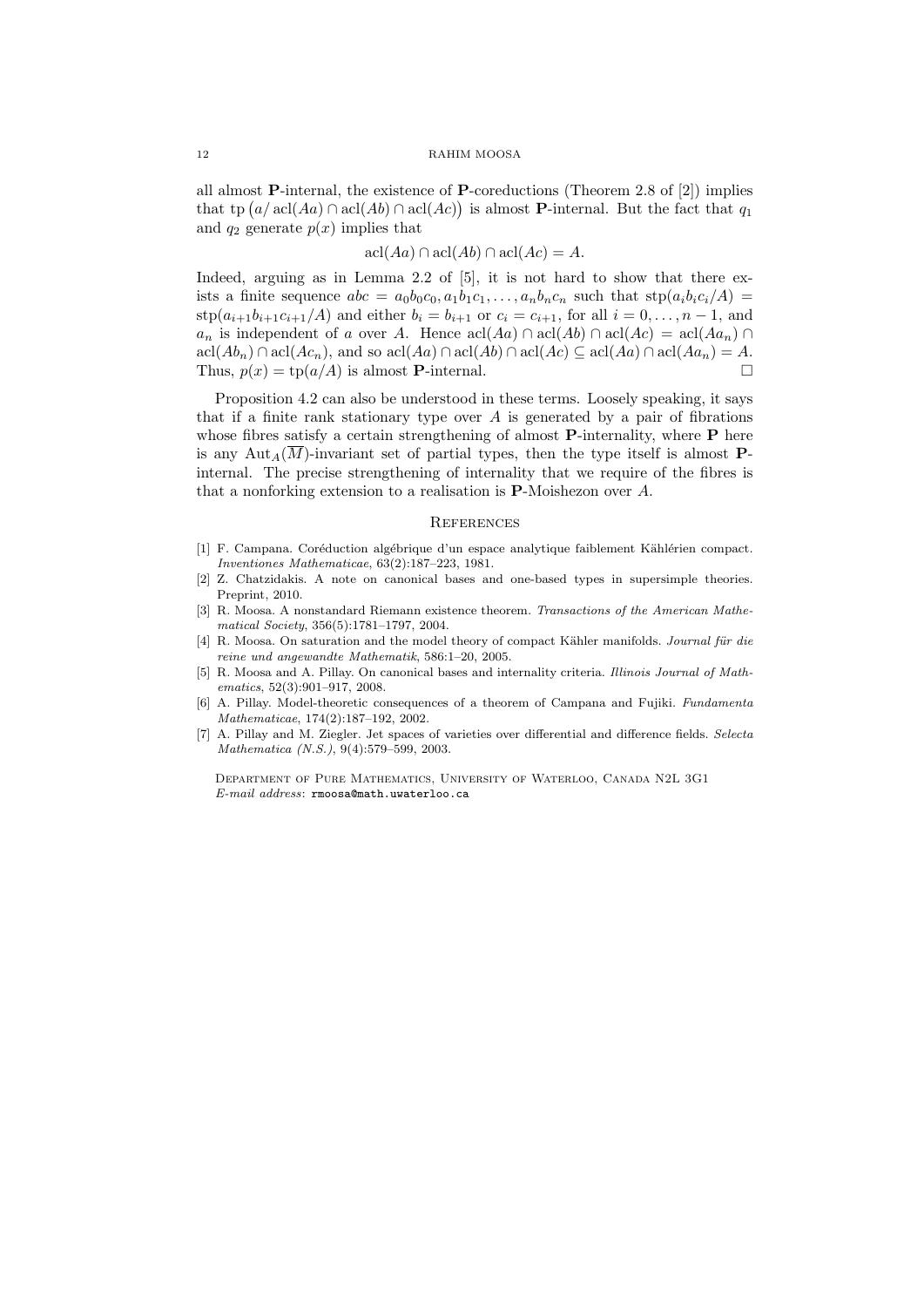all almost **P**-internal, the existence of **P**-coreductions (Theorem 2.8 of [2]) implies that $\operatorname{tp}\big(a/\operatorname{acl}(Aa) \cap \operatorname{acl}(Ab) \cap \operatorname{acl}(Ac)\big)$ is almost **P**-internal. But the fact that $q_1$ and $q_2$ generate $p(x)$ implies that

$$\operatorname{acl}(Aa) \cap \operatorname{acl}(Ab) \cap \operatorname{acl}(Ac) = A.$$

Indeed, arguing as in Lemma 2.2 of [5], it is not hard to show that there exists a finite sequence $abc = a_0b_0c_0, a_1b_1c_1, \ldots, a_nb_nc_n$ such that $\operatorname{stp}(a_ib_ic_i/A) = \operatorname{stp}(a_{i+1}b_{i+1}c_{i+1}/A)$ and either $b_i = b_{i+1}$ or $c_i = c_{i+1}$, for all $i = 0, \ldots, n-1$, and $a_n$ is independent of $a$ over $A$. Hence $\operatorname{acl}(Aa) \cap \operatorname{acl}(Ab) \cap \operatorname{acl}(Ac) = \operatorname{acl}(Aa_n) \cap \operatorname{acl}(Ab_n) \cap \operatorname{acl}(Ac_n)$, and so $\operatorname{acl}(Aa) \cap \operatorname{acl}(Ab) \cap \operatorname{acl}(Ac) \subseteq \operatorname{acl}(Aa) \cap \operatorname{acl}(Aa_n) = A$. Thus, $p(x) = \operatorname{tp}(a/A)$ is almost **P**-internal. □

Proposition 4.2 can also be understood in these terms. Loosely speaking, it says that if a finite rank stationary type over $A$ is generated by a pair of fibrations whose fibres satisfy a certain strengthening of almost **P**-internality, where **P** here is any $\operatorname{Aut}_A(\overline{M})$-invariant set of partial types, then the type itself is almost **P**-internal. The precise strengthening of internality that we require of the fibres is that a nonforking extension to a realisation is **P**-Moishezon over $A$.

## References

[1] F. Campana. Coréduction algébrique d'un espace analytique faiblement Kählérien compact. *Inventiones Mathematicae*, 63(2):187–223, 1981.

[2] Z. Chatzidakis. A note on canonical bases and one-based types in supersimple theories. Preprint, 2010.

[3] R. Moosa. A nonstandard Riemann existence theorem. *Transactions of the American Mathematical Society*, 356(5):1781–1797, 2004.

[4] R. Moosa. On saturation and the model theory of compact Kähler manifolds. *Journal für die reine und angewandte Mathematik*, 586:1–20, 2005.

[5] R. Moosa and A. Pillay. On canonical bases and internality criteria. *Illinois Journal of Mathematics*, 52(3):901–917, 2008.

[6] A. Pillay. Model-theoretic consequences of a theorem of Campana and Fujiki. *Fundamenta Mathematicae*, 174(2):187–192, 2002.

[7] A. Pillay and M. Ziegler. Jet spaces of varieties over differential and difference fields. *Selecta Mathematica (N.S.)*, 9(4):579–599, 2003.

Department of Pure Mathematics, University of Waterloo, Canada N2L 3G1
*E-mail address*: rmoosa@math.uwaterloo.ca